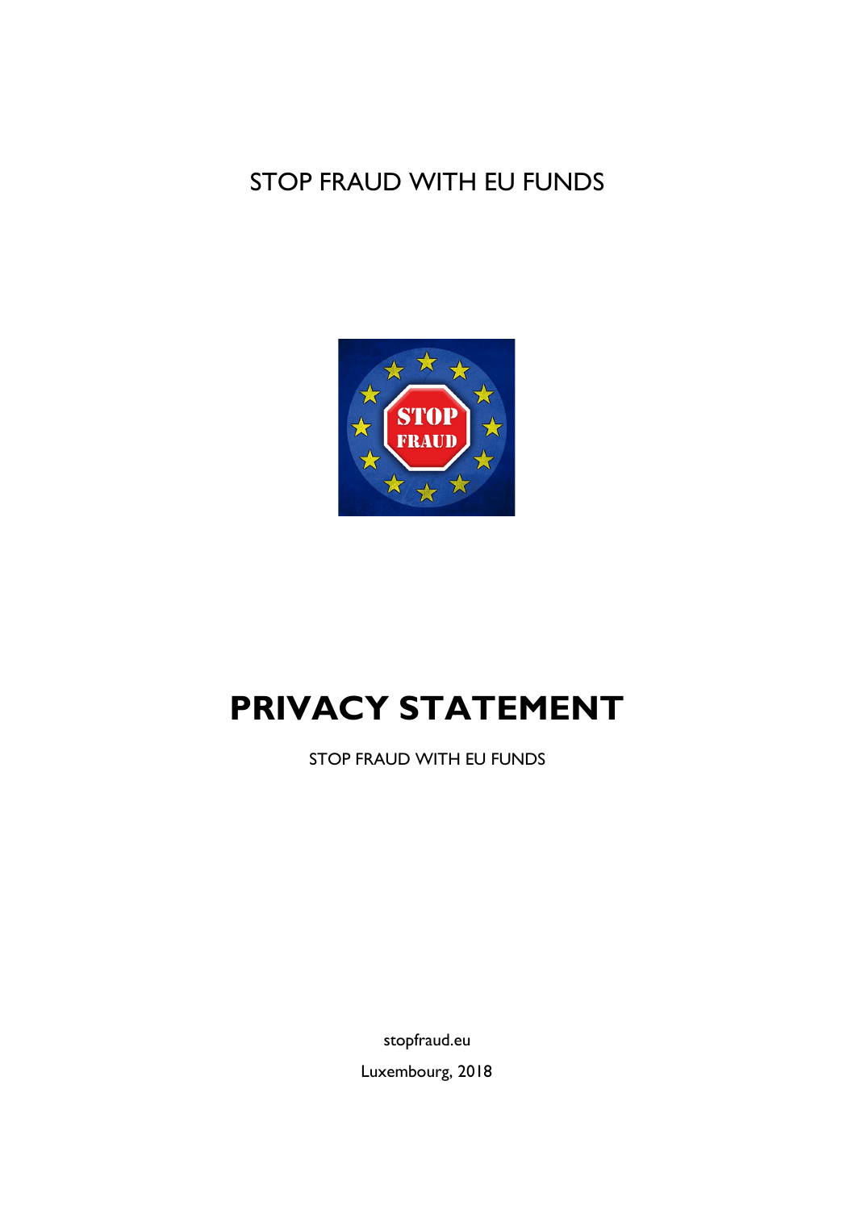STOP FRAUD WITH EU FUNDS

# PRIVACY STATEMENT

STOP FRAUD WITH EU FUNDS

stopfraud.eu

Luxembourg, 2018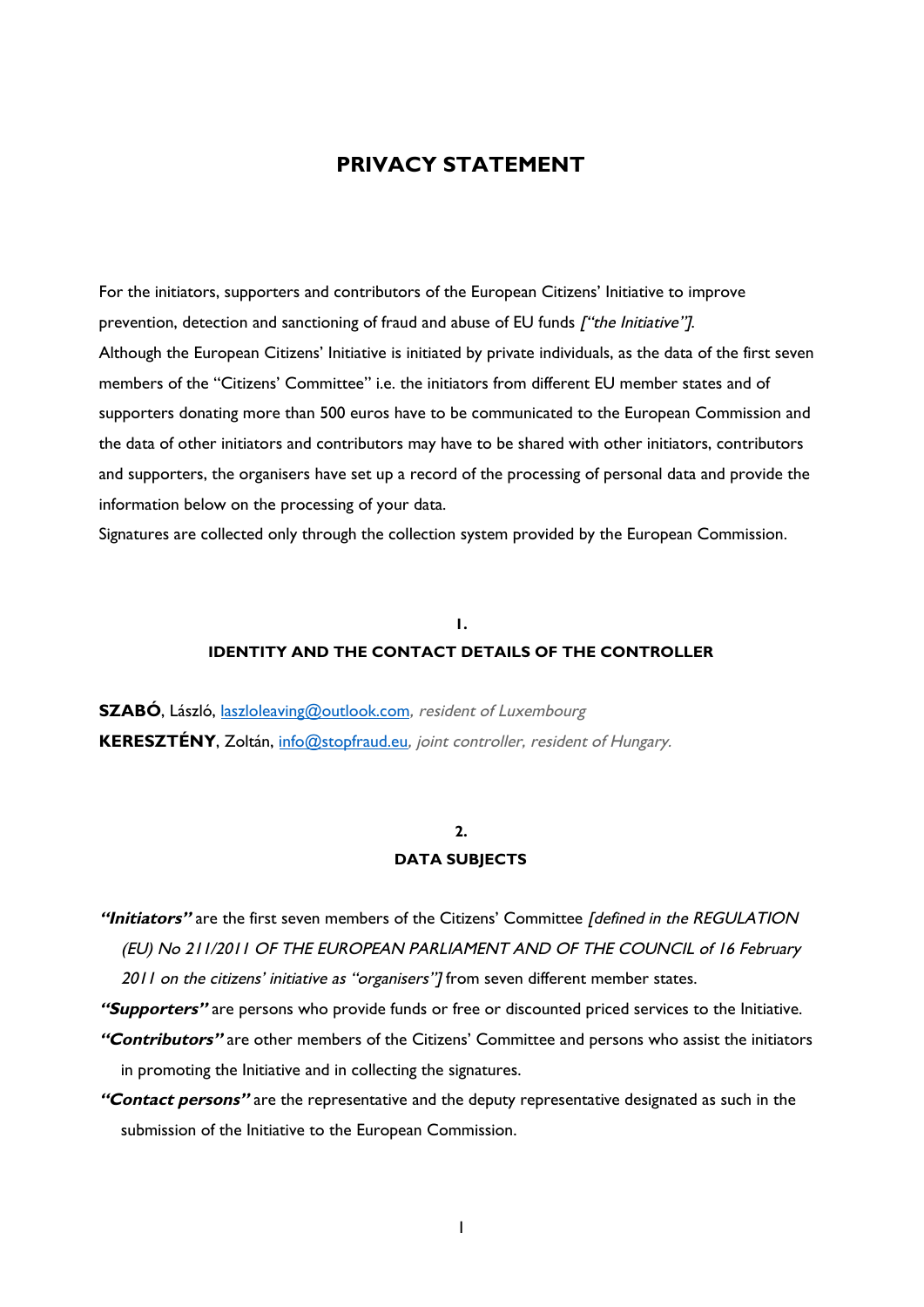# PRIVACY STATEMENT

For the initiators, supporters and contributors of the European Citizens' Initiative to improve prevention, detection and sanctioning of fraud and abuse of EU funds *["the Initiative"]*.

Although the European Citizens' Initiative is initiated by private individuals, as the data of the first seven members of the "Citizens' Committee" i.e. the initiators from different EU member states and of supporters donating more than 500 euros have to be communicated to the European Commission and the data of other initiators and contributors may have to be shared with other initiators, contributors and supporters, the organisers have set up a record of the processing of personal data and provide the information below on the processing of your data.

Signatures are collected only through the collection system provided by the European Commission.

## 1. IDENTITY AND THE CONTACT DETAILS OF THE CONTROLLER

**SZABÓ**, László, laszloleaving@outlook.com*, resident of Luxembourg*

**KERESZTÉNY**, Zoltán, info@stopfraud.eu*, joint controller, resident of Hungary.*

## 2. DATA SUBJECTS

***"Initiators"*** are the first seven members of the Citizens' Committee *[defined in the REGULATION (EU) No 211/2011 OF THE EUROPEAN PARLIAMENT AND OF THE COUNCIL of 16 February 2011 on the citizens' initiative as "organisers"]* from seven different member states.

***"Supporters"*** are persons who provide funds or free or discounted priced services to the Initiative.

***"Contributors"*** are other members of the Citizens' Committee and persons who assist the initiators in promoting the Initiative and in collecting the signatures.

***"Contact persons"*** are the representative and the deputy representative designated as such in the submission of the Initiative to the European Commission.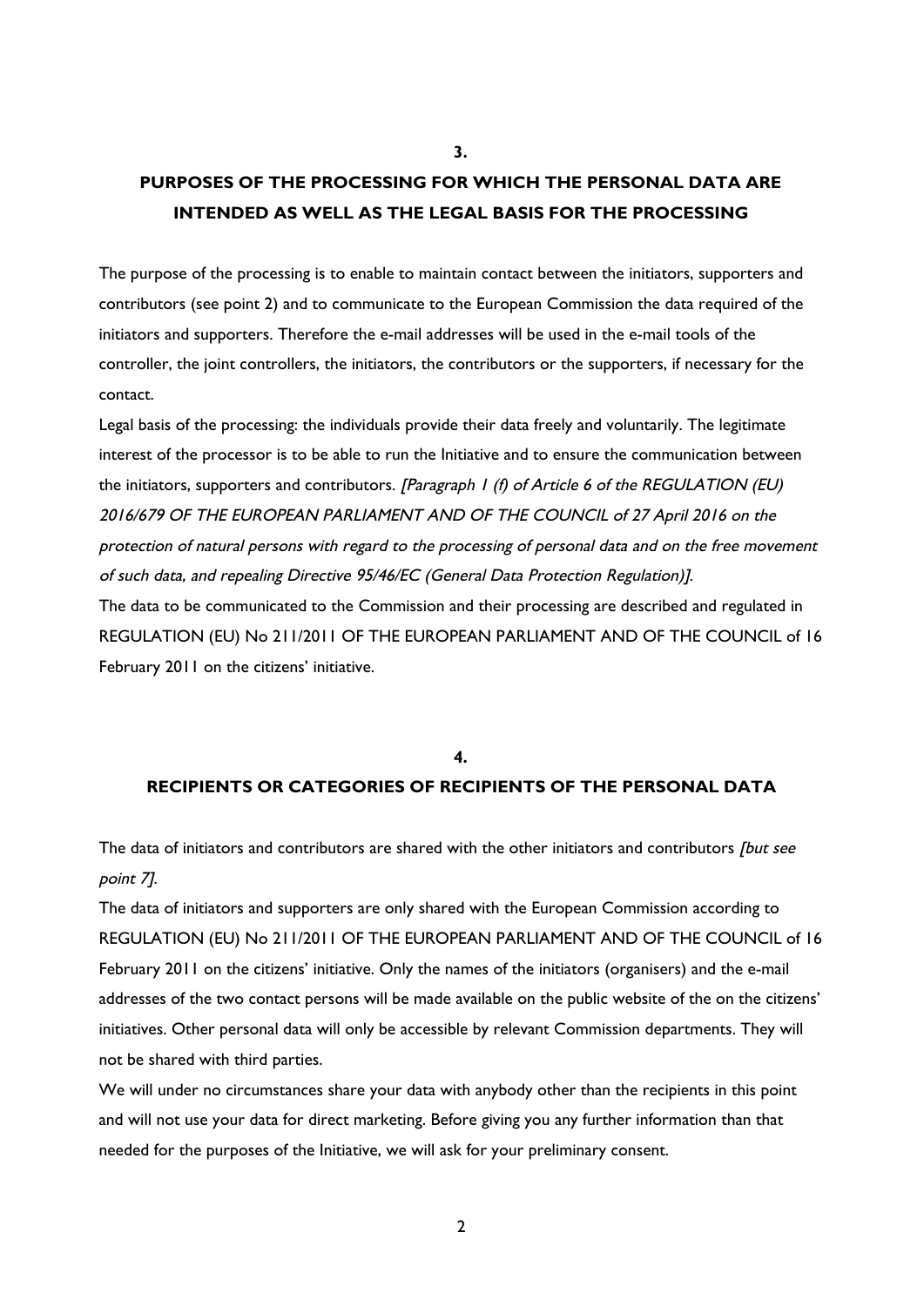## 3.

## PURPOSES OF THE PROCESSING FOR WHICH THE PERSONAL DATA ARE INTENDED AS WELL AS THE LEGAL BASIS FOR THE PROCESSING

The purpose of the processing is to enable to maintain contact between the initiators, supporters and contributors (see point 2) and to communicate to the European Commission the data required of the initiators and supporters. Therefore the e-mail addresses will be used in the e-mail tools of the controller, the joint controllers, the initiators, the contributors or the supporters, if necessary for the contact.

Legal basis of the processing: the individuals provide their data freely and voluntarily. The legitimate interest of the processor is to be able to run the Initiative and to ensure the communication between the initiators, supporters and contributors. *[Paragraph 1 (f) of Article 6 of the REGULATION (EU) 2016/679 OF THE EUROPEAN PARLIAMENT AND OF THE COUNCIL of 27 April 2016 on the protection of natural persons with regard to the processing of personal data and on the free movement of such data, and repealing Directive 95/46/EC (General Data Protection Regulation)]*.

The data to be communicated to the Commission and their processing are described and regulated in REGULATION (EU) No 211/2011 OF THE EUROPEAN PARLIAMENT AND OF THE COUNCIL of 16 February 2011 on the citizens' initiative.

## 4.

## RECIPIENTS OR CATEGORIES OF RECIPIENTS OF THE PERSONAL DATA

The data of initiators and contributors are shared with the other initiators and contributors *[but see point 7]*.

The data of initiators and supporters are only shared with the European Commission according to REGULATION (EU) No 211/2011 OF THE EUROPEAN PARLIAMENT AND OF THE COUNCIL of 16 February 2011 on the citizens' initiative. Only the names of the initiators (organisers) and the e-mail addresses of the two contact persons will be made available on the public website of the on the citizens' initiatives. Other personal data will only be accessible by relevant Commission departments. They will not be shared with third parties.

We will under no circumstances share your data with anybody other than the recipients in this point and will not use your data for direct marketing. Before giving you any further information than that needed for the purposes of the Initiative, we will ask for your preliminary consent.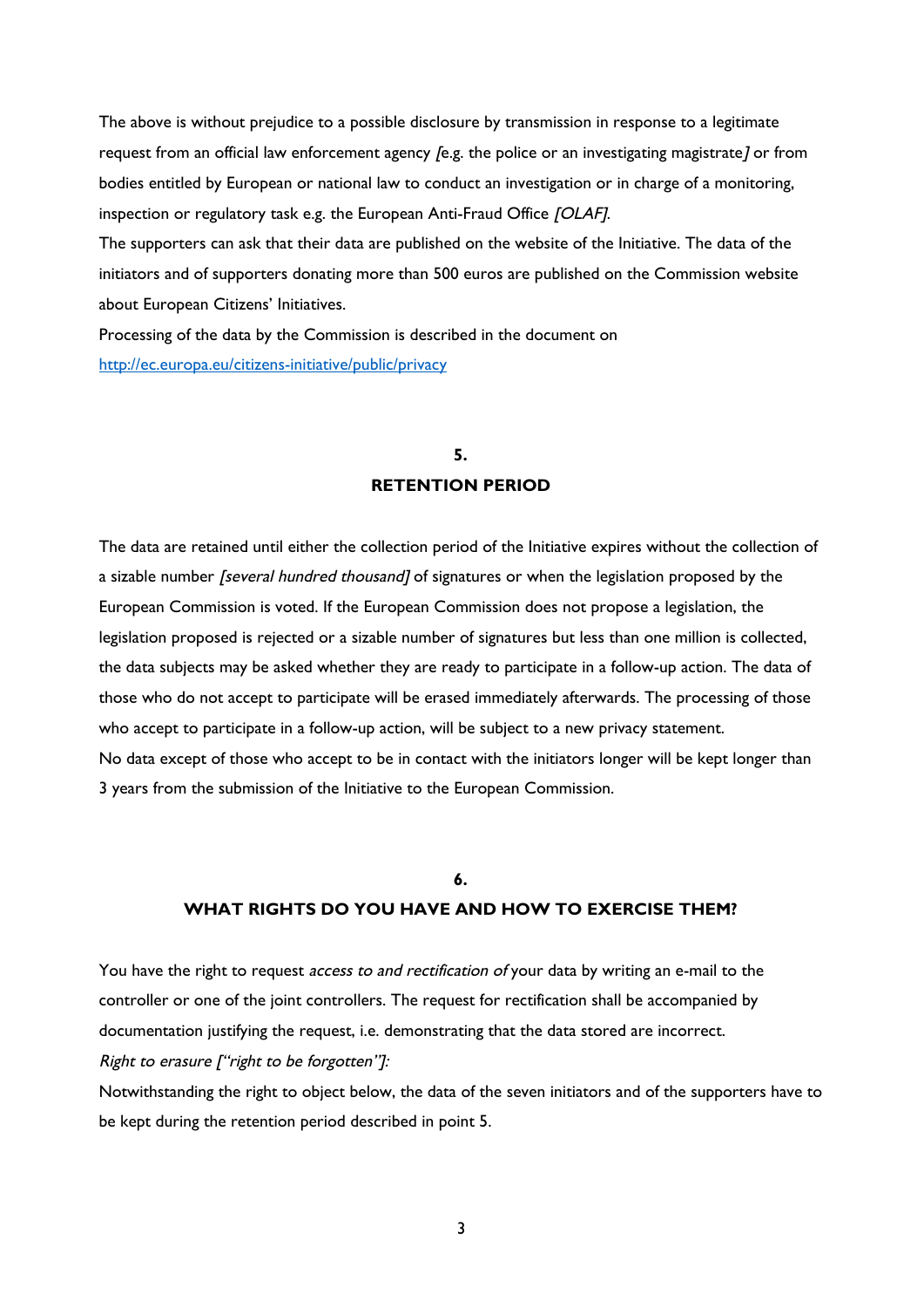The above is without prejudice to a possible disclosure by transmission in response to a legitimate request from an official law enforcement agency *[e.g. the police or an investigating magistrate]* or from bodies entitled by European or national law to conduct an investigation or in charge of a monitoring, inspection or regulatory task e.g. the European Anti-Fraud Office *[OLAF]*.

The supporters can ask that their data are published on the website of the Initiative. The data of the initiators and of supporters donating more than 500 euros are published on the Commission website about European Citizens' Initiatives.

Processing of the data by the Commission is described in the document on http://ec.europa.eu/citizens-initiative/public/privacy

## 5.
## RETENTION PERIOD

The data are retained until either the collection period of the Initiative expires without the collection of a sizable number *[several hundred thousand]* of signatures or when the legislation proposed by the European Commission is voted. If the European Commission does not propose a legislation, the legislation proposed is rejected or a sizable number of signatures but less than one million is collected, the data subjects may be asked whether they are ready to participate in a follow-up action. The data of those who do not accept to participate will be erased immediately afterwards. The processing of those who accept to participate in a follow-up action, will be subject to a new privacy statement.

No data except of those who accept to be in contact with the initiators longer will be kept longer than 3 years from the submission of the Initiative to the European Commission.

## 6.
## WHAT RIGHTS DO YOU HAVE AND HOW TO EXERCISE THEM?

You have the right to request *access to and rectification of* your data by writing an e-mail to the controller or one of the joint controllers. The request for rectification shall be accompanied by documentation justifying the request, i.e. demonstrating that the data stored are incorrect.

*Right to erasure ["right to be forgotten"]:*

Notwithstanding the right to object below, the data of the seven initiators and of the supporters have to be kept during the retention period described in point 5.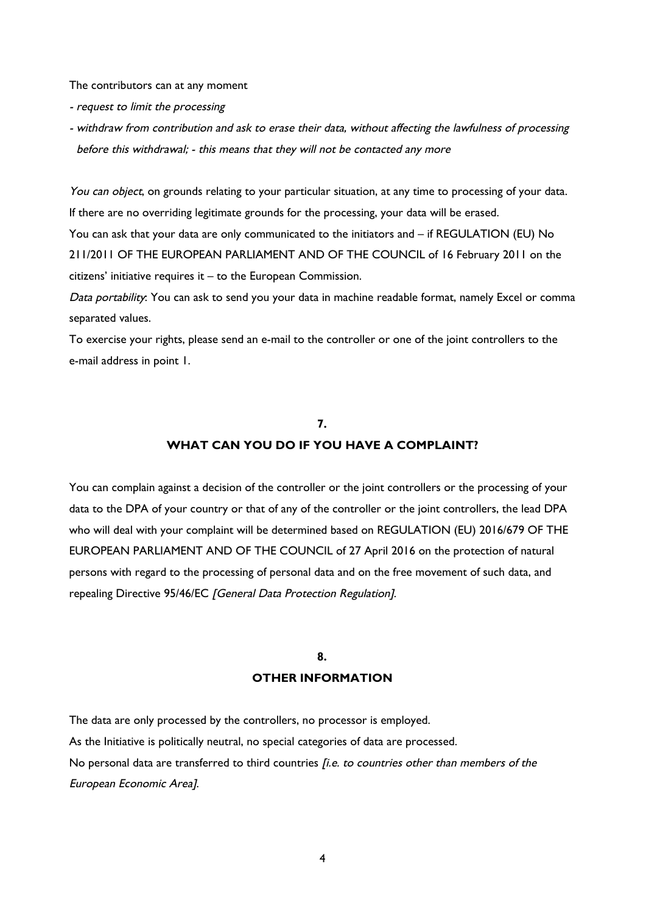The contributors can at any moment

- *request to limit the processing*
- *withdraw from contribution and ask to erase their data, without affecting the lawfulness of processing before this withdrawal; - this means that they will not be contacted any more*

*You can object*, on grounds relating to your particular situation, at any time to processing of your data. If there are no overriding legitimate grounds for the processing, your data will be erased.

You can ask that your data are only communicated to the initiators and – if REGULATION (EU) No 211/2011 OF THE EUROPEAN PARLIAMENT AND OF THE COUNCIL of 16 February 2011 on the citizens' initiative requires it – to the European Commission.

*Data portability*: You can ask to send you your data in machine readable format, namely Excel or comma separated values.

To exercise your rights, please send an e-mail to the controller or one of the joint controllers to the e-mail address in point 1.

## 7.
## WHAT CAN YOU DO IF YOU HAVE A COMPLAINT?

You can complain against a decision of the controller or the joint controllers or the processing of your data to the DPA of your country or that of any of the controller or the joint controllers, the lead DPA who will deal with your complaint will be determined based on REGULATION (EU) 2016/679 OF THE EUROPEAN PARLIAMENT AND OF THE COUNCIL of 27 April 2016 on the protection of natural persons with regard to the processing of personal data and on the free movement of such data, and repealing Directive 95/46/EC *[General Data Protection Regulation]*.

## 8.
## OTHER INFORMATION

The data are only processed by the controllers, no processor is employed.

As the Initiative is politically neutral, no special categories of data are processed.

No personal data are transferred to third countries *[i.e. to countries other than members of the European Economic Area]*.